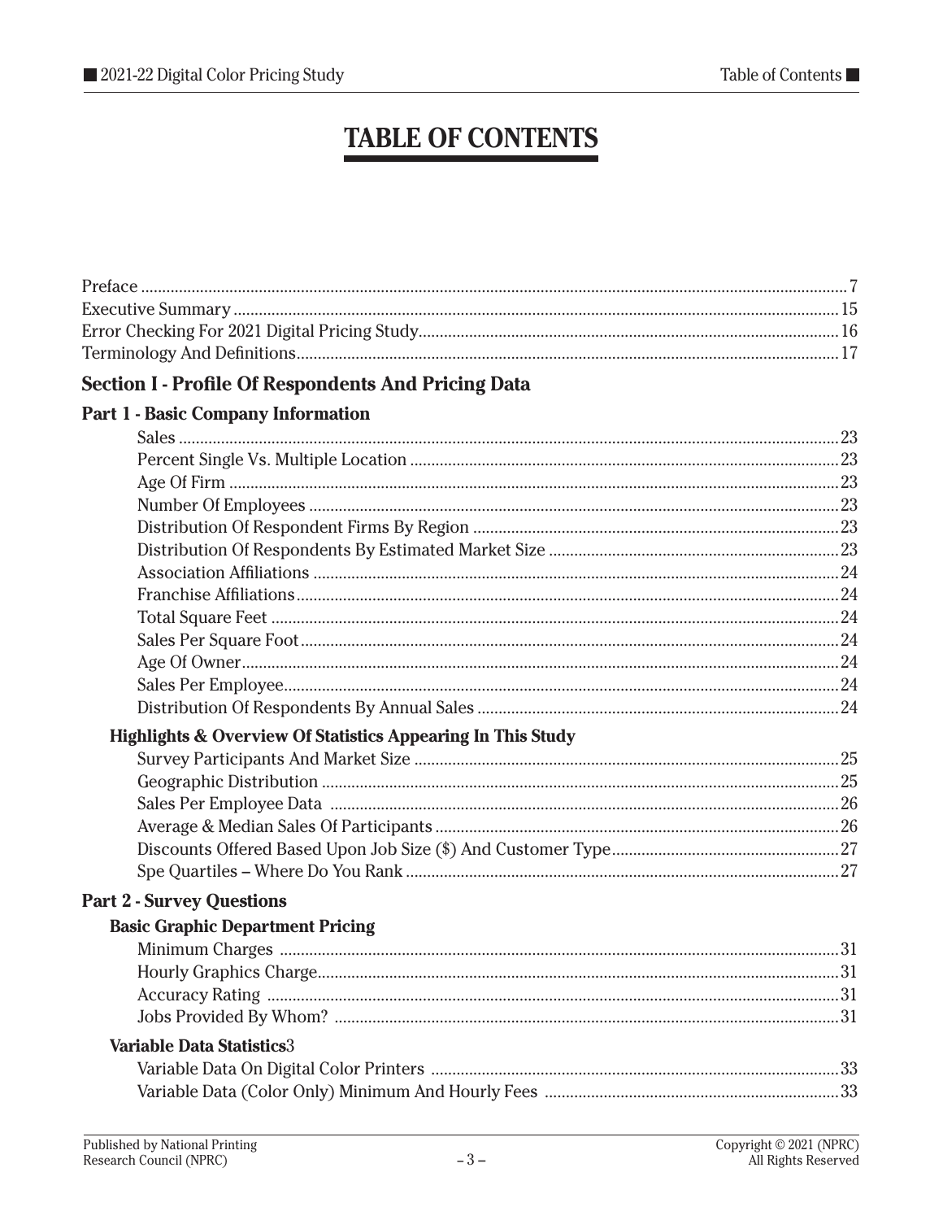# TABLE OF CONTENTS

Preface ... 7
Executive Summary ... 15
Error Checking For 2021 Digital Pricing Study ... 16
Terminology And Definitions ... 17

## Section I - Profile Of Respondents And Pricing Data

### Part 1 - Basic Company Information

- Sales ... 23
- Percent Single Vs. Multiple Location ... 23
- Age Of Firm ... 23
- Number Of Employees ... 23
- Distribution Of Respondent Firms By Region ... 23
- Distribution Of Respondents By Estimated Market Size ... 23
- Association Affiliations ... 24
- Franchise Affiliations ... 24
- Total Square Feet ... 24
- Sales Per Square Foot ... 24
- Age Of Owner ... 24
- Sales Per Employee ... 24
- Distribution Of Respondents By Annual Sales ... 24

#### Highlights & Overview Of Statistics Appearing In This Study

- Survey Participants And Market Size ... 25
- Geographic Distribution ... 25
- Sales Per Employee Data ... 26
- Average & Median Sales Of Participants ... 26
- Discounts Offered Based Upon Job Size ($) And Customer Type ... 27
- Spe Quartiles – Where Do You Rank ... 27

### Part 2 - Survey Questions

#### Basic Graphic Department Pricing

- Minimum Charges ... 31
- Hourly Graphics Charge ... 31
- Accuracy Rating ... 31
- Jobs Provided By Whom? ... 31

#### Variable Data Statistics3

- Variable Data On Digital Color Printers ... 33
- Variable Data (Color Only) Minimum And Hourly Fees ... 33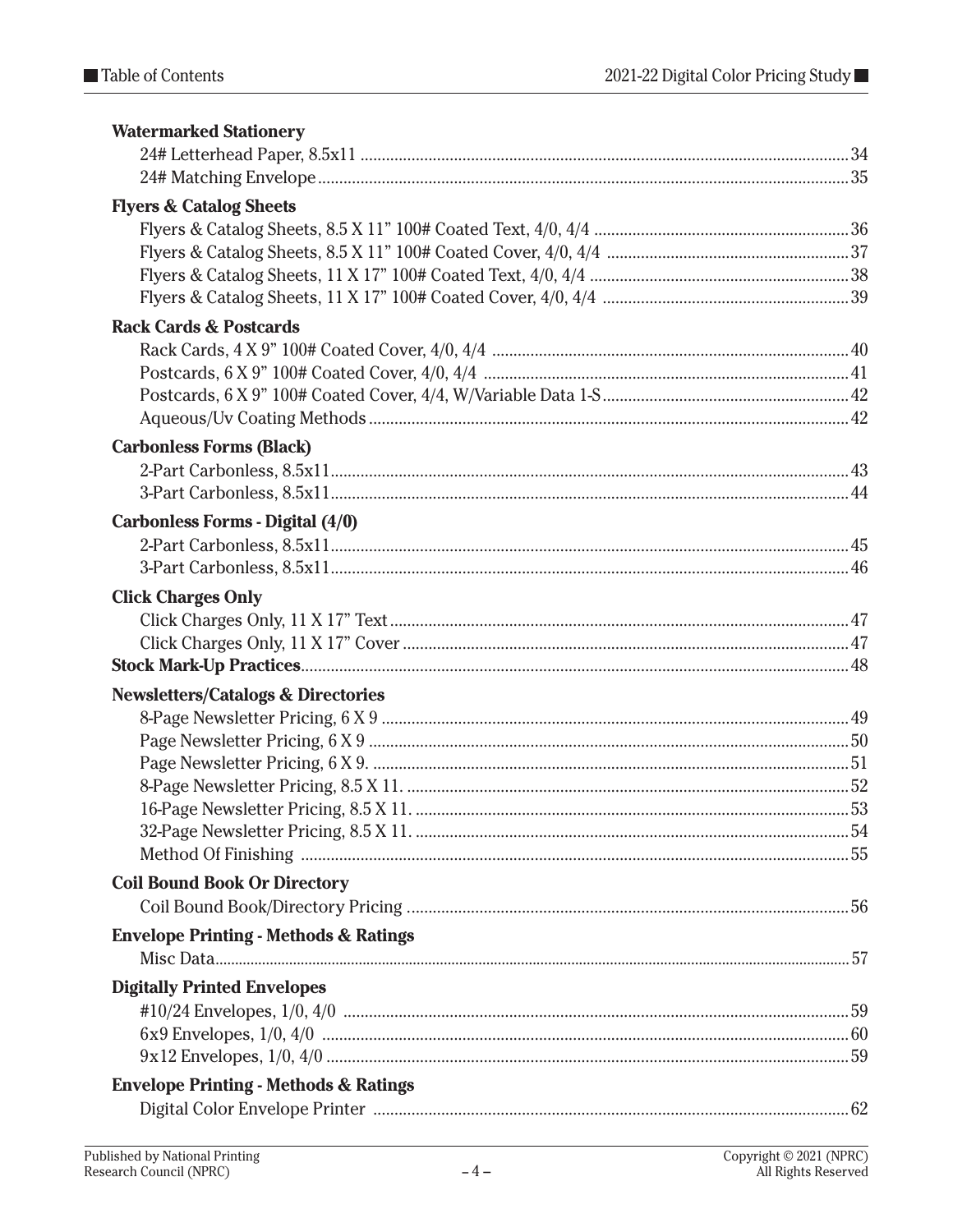**Watermarked Stationery**

24# Letterhead Paper, 8.5x11 .......... 34
24# Matching Envelope .......... 35

**Flyers & Catalog Sheets**

Flyers & Catalog Sheets, 8.5 X 11" 100# Coated Text, 4/0, 4/4 .......... 36
Flyers & Catalog Sheets, 8.5 X 11" 100# Coated Cover, 4/0, 4/4 .......... 37
Flyers & Catalog Sheets, 11 X 17" 100# Coated Text, 4/0, 4/4 .......... 38
Flyers & Catalog Sheets, 11 X 17" 100# Coated Cover, 4/0, 4/4 .......... 39

**Rack Cards & Postcards**

Rack Cards, 4 X 9" 100# Coated Cover, 4/0, 4/4 .......... 40
Postcards, 6 X 9" 100# Coated Cover, 4/0, 4/4 .......... 41
Postcards, 6 X 9" 100# Coated Cover, 4/4, W/Variable Data 1-S .......... 42
Aqueous/Uv Coating Methods .......... 42

**Carbonless Forms (Black)**

2-Part Carbonless, 8.5x11 .......... 43
3-Part Carbonless, 8.5x11 .......... 44

**Carbonless Forms - Digital (4/0)**

2-Part Carbonless, 8.5x11 .......... 45
3-Part Carbonless, 8.5x11 .......... 46

**Click Charges Only**

Click Charges Only, 11 X 17" Text .......... 47
Click Charges Only, 11 X 17" Cover .......... 47

**Stock Mark-Up Practices** .......... 48

**Newsletters/Catalogs & Directories**

8-Page Newsletter Pricing, 6 X 9 .......... 49
Page Newsletter Pricing, 6 X 9 .......... 50
Page Newsletter Pricing, 6 X 9. .......... 51
8-Page Newsletter Pricing, 8.5 X 11. .......... 52
16-Page Newsletter Pricing, 8.5 X 11. .......... 53
32-Page Newsletter Pricing, 8.5 X 11. .......... 54
Method Of Finishing .......... 55

**Coil Bound Book Or Directory**

Coil Bound Book/Directory Pricing .......... 56

**Envelope Printing - Methods & Ratings**

Misc Data .......... 57

**Digitally Printed Envelopes**

#10/24 Envelopes, 1/0, 4/0 .......... 59
6x9 Envelopes, 1/0, 4/0 .......... 60
9x12 Envelopes, 1/0, 4/0 .......... 59

**Envelope Printing - Methods & Ratings**

Digital Color Envelope Printer .......... 62

Published by National Printing Research Council (NPRC)

Copyright © 2021 (NPRC) All Rights Reserved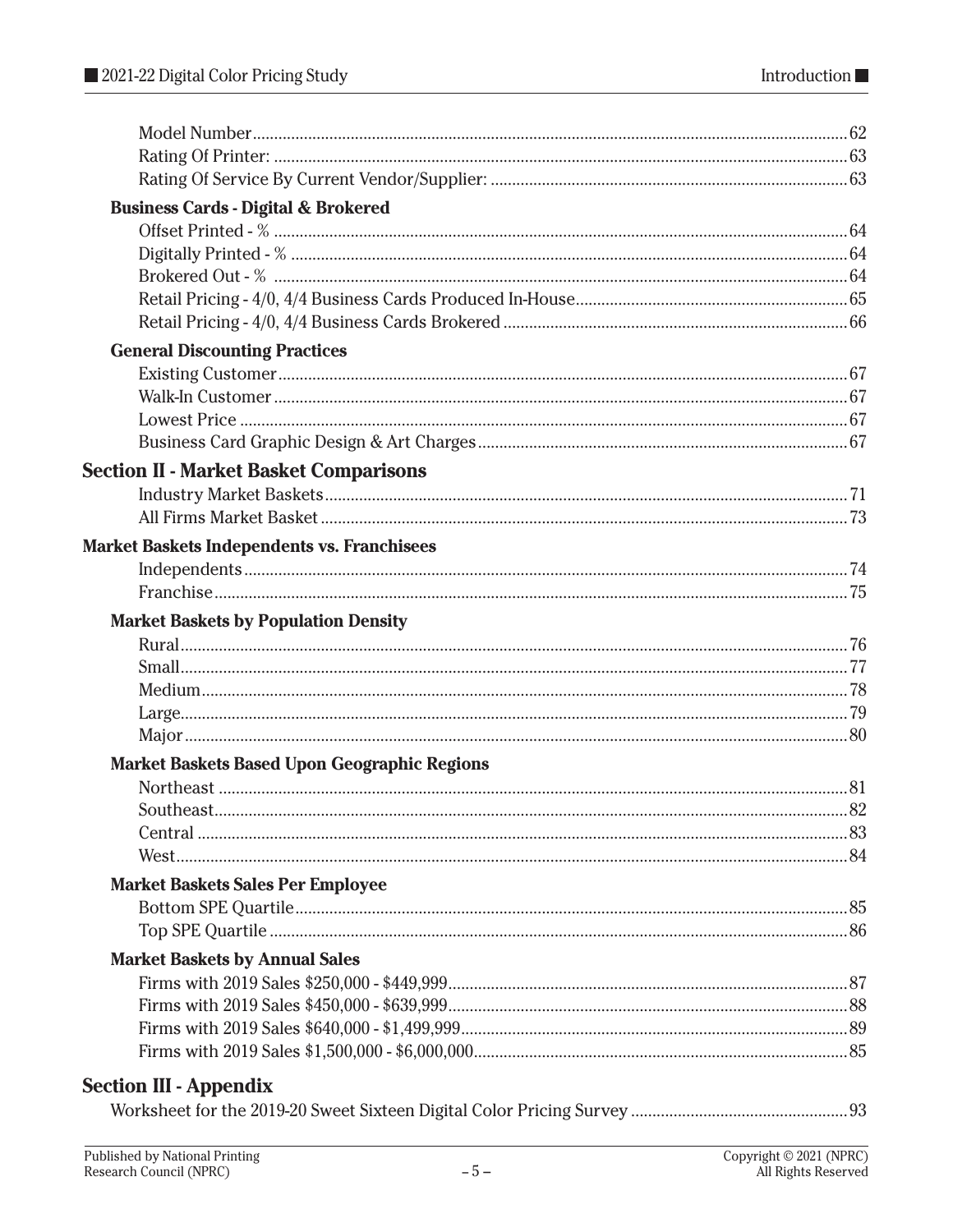Model Number....................................................................................................................................62
Rating Of Printer: ...............................................................................................................................63
Rating Of Service By Current Vendor/Supplier: ..................................................................................63

### Business Cards - Digital & Brokered

Offset Printed - % ...............................................................................................................................64
Digitally Printed - % ...........................................................................................................................64
Brokered Out - % ...............................................................................................................................64
Retail Pricing - 4/0, 4/4 Business Cards Produced In-House...............................................................65
Retail Pricing - 4/0, 4/4 Business Cards Brokered ...............................................................................66

### General Discounting Practices

Existing Customer...............................................................................................................................67
Walk-In Customer ...............................................................................................................................67
Lowest Price .......................................................................................................................................67
Business Card Graphic Design & Art Charges.....................................................................................67

## Section II - Market Basket Comparisons

Industry Market Baskets.....................................................................................................................71
All Firms Market Basket .....................................................................................................................73

### Market Baskets Independents vs. Franchisees

Independents......................................................................................................................................74
Franchise.............................................................................................................................................75

### Market Baskets by Population Density

Rural...................................................................................................................................................76
Small...................................................................................................................................................77
Medium..............................................................................................................................................78
Large...................................................................................................................................................79
Major..................................................................................................................................................80

### Market Baskets Based Upon Geographic Regions

Northeast ...........................................................................................................................................81
Southeast............................................................................................................................................82
Central ...............................................................................................................................................83
West....................................................................................................................................................84

### Market Baskets Sales Per Employee

Bottom SPE Quartile...........................................................................................................................85
Top SPE Quartile ................................................................................................................................86

### Market Baskets by Annual Sales

Firms with 2019 Sales $250,000 - $449,999...........................................................................................87
Firms with 2019 Sales $450,000 - $639,999...........................................................................................88
Firms with 2019 Sales $640,000 - $1,499,999........................................................................................89
Firms with 2019 Sales $1,500,000 - $6,000,000.....................................................................................85

## Section III - Appendix

Worksheet for the 2019-20 Sweet Sixteen Digital Color Pricing Survey .................................................93